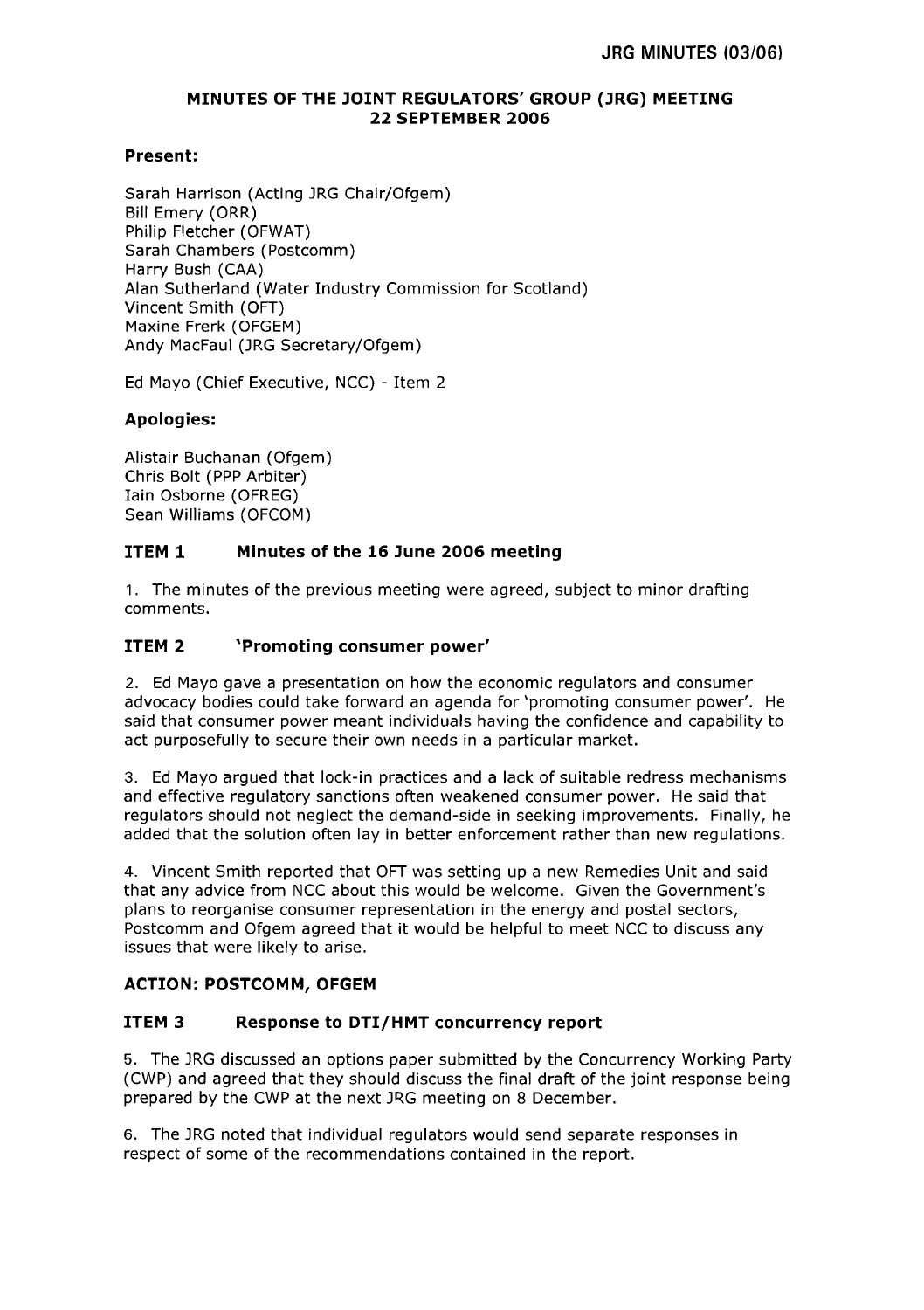JRG MINUTES (03/06)

# MINUTES OF THE JOINT REGULATORS' GROUP (JRG) MEETING 22 SEPTEMBER 2006

### Present:

Sarah Harrison (Acting JRG Chair/Ofgem)
Bill Emery (ORR)
Philip Fletcher (OFWAT)
Sarah Chambers (Postcomm)
Harry Bush (CAA)
Alan Sutherland (Water Industry Commission for Scotland)
Vincent Smith (OFT)
Maxine Frerk (OFGEM)
Andy MacFaul (JRG Secretary/Ofgem)

Ed Mayo (Chief Executive, NCC) - Item 2

### Apologies:

Alistair Buchanan (Ofgem)
Chris Bolt (PPP Arbiter)
Iain Osborne (OFREG)
Sean Williams (OFCOM)

## ITEM 1 Minutes of the 16 June 2006 meeting

1. The minutes of the previous meeting were agreed, subject to minor drafting comments.

## ITEM 2 'Promoting consumer power'

2. Ed Mayo gave a presentation on how the economic regulators and consumer advocacy bodies could take forward an agenda for 'promoting consumer power'. He said that consumer power meant individuals having the confidence and capability to act purposefully to secure their own needs in a particular market.

3. Ed Mayo argued that lock-in practices and a lack of suitable redress mechanisms and effective regulatory sanctions often weakened consumer power. He said that regulators should not neglect the demand-side in seeking improvements. Finally, he added that the solution often lay in better enforcement rather than new regulations.

4. Vincent Smith reported that OFT was setting up a new Remedies Unit and said that any advice from NCC about this would be welcome. Given the Government's plans to reorganise consumer representation in the energy and postal sectors, Postcomm and Ofgem agreed that it would be helpful to meet NCC to discuss any issues that were likely to arise.

### ACTION: POSTCOMM, OFGEM

## ITEM 3 Response to DTI/HMT concurrency report

5. The JRG discussed an options paper submitted by the Concurrency Working Party (CWP) and agreed that they should discuss the final draft of the joint response being prepared by the CWP at the next JRG meeting on 8 December.

6. The JRG noted that individual regulators would send separate responses in respect of some of the recommendations contained in the report.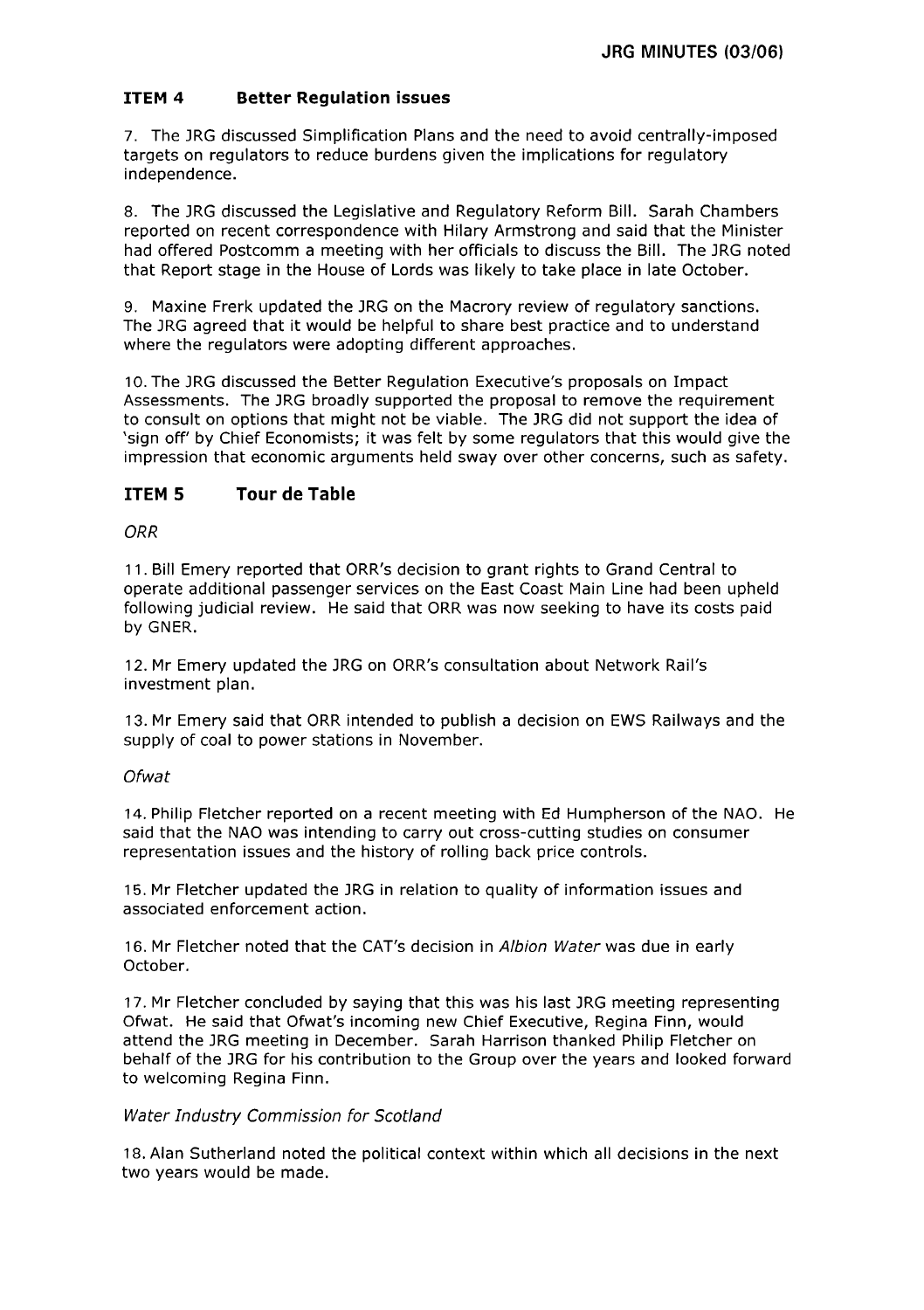## ITEM 4 Better Regulation issues

7. The JRG discussed Simplification Plans and the need to avoid centrally-imposed targets on regulators to reduce burdens given the implications for regulatory independence.

8. The JRG discussed the Legislative and Regulatory Reform Bill. Sarah Chambers reported on recent correspondence with Hilary Armstrong and said that the Minister had offered Postcomm a meeting with her officials to discuss the Bill. The JRG noted that Report stage in the House of Lords was likely to take place in late October.

9. Maxine Frerk updated the JRG on the Macrory review of regulatory sanctions. The JRG agreed that it would be helpful to share best practice and to understand where the regulators were adopting different approaches.

10. The JRG discussed the Better Regulation Executive's proposals on Impact Assessments. The JRG broadly supported the proposal to remove the requirement to consult on options that might not be viable. The JRG did not support the idea of 'sign off' by Chief Economists; it was felt by some regulators that this would give the impression that economic arguments held sway over other concerns, such as safety.

## ITEM 5 Tour de Table

*ORR*

11. Bill Emery reported that ORR's decision to grant rights to Grand Central to operate additional passenger services on the East Coast Main Line had been upheld following judicial review. He said that ORR was now seeking to have its costs paid by GNER.

12. Mr Emery updated the JRG on ORR's consultation about Network Rail's investment plan.

13. Mr Emery said that ORR intended to publish a decision on EWS Railways and the supply of coal to power stations in November.

*Ofwat*

14. Philip Fletcher reported on a recent meeting with Ed Humpherson of the NAO. He said that the NAO was intending to carry out cross-cutting studies on consumer representation issues and the history of rolling back price controls.

15. Mr Fletcher updated the JRG in relation to quality of information issues and associated enforcement action.

16. Mr Fletcher noted that the CAT's decision in *Albion Water* was due in early October.

17. Mr Fletcher concluded by saying that this was his last JRG meeting representing Ofwat. He said that Ofwat's incoming new Chief Executive, Regina Finn, would attend the JRG meeting in December. Sarah Harrison thanked Philip Fletcher on behalf of the JRG for his contribution to the Group over the years and looked forward to welcoming Regina Finn.

*Water Industry Commission for Scotland*

18. Alan Sutherland noted the political context within which all decisions in the next two years would be made.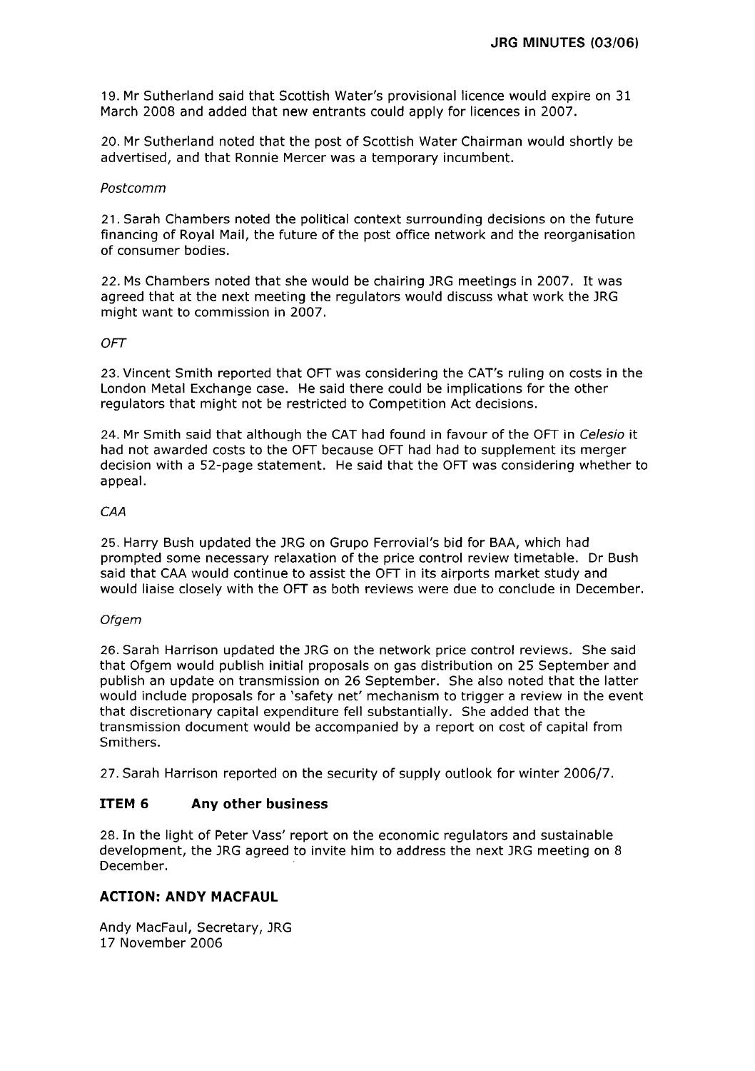19. Mr Sutherland said that Scottish Water's provisional licence would expire on 31 March 2008 and added that new entrants could apply for licences in 2007.

20. Mr Sutherland noted that the post of Scottish Water Chairman would shortly be advertised, and that Ronnie Mercer was a temporary incumbent.

*Postcomm*

21. Sarah Chambers noted the political context surrounding decisions on the future financing of Royal Mail, the future of the post office network and the reorganisation of consumer bodies.

22. Ms Chambers noted that she would be chairing JRG meetings in 2007. It was agreed that at the next meeting the regulators would discuss what work the JRG might want to commission in 2007.

*OFT*

23. Vincent Smith reported that OFT was considering the CAT's ruling on costs in the London Metal Exchange case. He said there could be implications for the other regulators that might not be restricted to Competition Act decisions.

24. Mr Smith said that although the CAT had found in favour of the OFT in *Celesio* it had not awarded costs to the OFT because OFT had had to supplement its merger decision with a 52-page statement. He said that the OFT was considering whether to appeal.

*CAA*

25. Harry Bush updated the JRG on Grupo Ferrovial's bid for BAA, which had prompted some necessary relaxation of the price control review timetable. Dr Bush said that CAA would continue to assist the OFT in its airports market study and would liaise closely with the OFT as both reviews were due to conclude in December.

*Ofgem*

26. Sarah Harrison updated the JRG on the network price control reviews. She said that Ofgem would publish initial proposals on gas distribution on 25 September and publish an update on transmission on 26 September. She also noted that the latter would include proposals for a 'safety net' mechanism to trigger a review in the event that discretionary capital expenditure fell substantially. She added that the transmission document would be accompanied by a report on cost of capital from Smithers.

27. Sarah Harrison reported on the security of supply outlook for winter 2006/7.

## ITEM 6 Any other business

28. In the light of Peter Vass' report on the economic regulators and sustainable development, the JRG agreed to invite him to address the next JRG meeting on 8 December.

**ACTION: ANDY MACFAUL**

Andy MacFaul, Secretary, JRG
17 November 2006